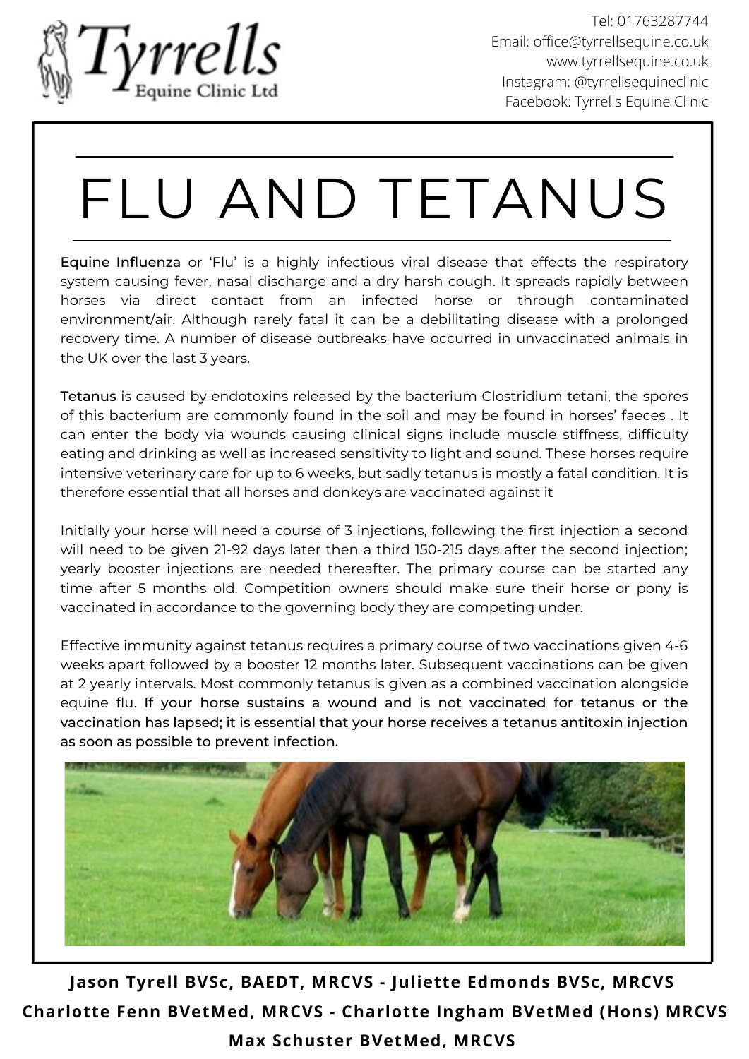Tyrrells Equine Clinic Ltd

Tel: 01763287744
Email: office@tyrrellsequine.co.uk
www.tyrrellsequine.co.uk
Instagram: @tyrrellsequineclinic
Facebook: Tyrrells Equine Clinic

# FLU AND TETANUS

Equine Influenza or 'Flu' is a highly infectious viral disease that effects the respiratory system causing fever, nasal discharge and a dry harsh cough. It spreads rapidly between horses via direct contact from an infected horse or through contaminated environment/air. Although rarely fatal it can be a debilitating disease with a prolonged recovery time. A number of disease outbreaks have occurred in unvaccinated animals in the UK over the last 3 years.

Tetanus is caused by endotoxins released by the bacterium Clostridium tetani, the spores of this bacterium are commonly found in the soil and may be found in horses' faeces . It can enter the body via wounds causing clinical signs include muscle stiffness, difficulty eating and drinking as well as increased sensitivity to light and sound. These horses require intensive veterinary care for up to 6 weeks, but sadly tetanus is mostly a fatal condition. It is therefore essential that all horses and donkeys are vaccinated against it

Initially your horse will need a course of 3 injections, following the first injection a second will need to be given 21-92 days later then a third 150-215 days after the second injection; yearly booster injections are needed thereafter. The primary course can be started any time after 5 months old. Competition owners should make sure their horse or pony is vaccinated in accordance to the governing body they are competing under.

Effective immunity against tetanus requires a primary course of two vaccinations given 4-6 weeks apart followed by a booster 12 months later. Subsequent vaccinations can be given at 2 yearly intervals. Most commonly tetanus is given as a combined vaccination alongside equine flu. **If your horse sustains a wound and is not vaccinated for tetanus or the vaccination has lapsed; it is essential that your horse receives a tetanus antitoxin injection as soon as possible to prevent infection.**

**Jason Tyrell BVSc, BAEDT, MRCVS - Juliette Edmonds BVSc, MRCVS**
**Charlotte Fenn BVetMed, MRCVS - Charlotte Ingham BVetMed (Hons) MRCVS**
**Max Schuster BVetMed, MRCVS**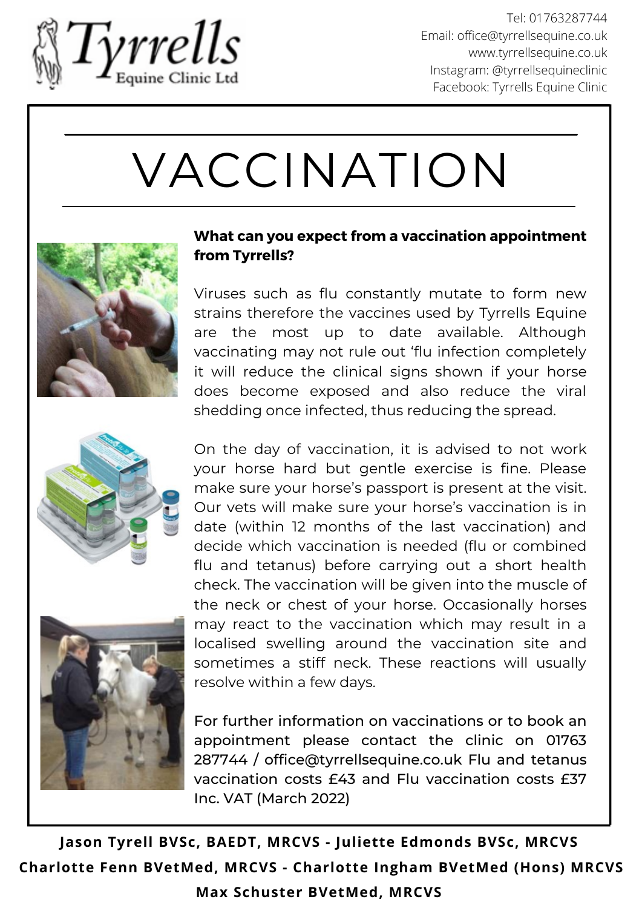Tyrrells Equine Clinic Ltd

Tel: 01763287744
Email: office@tyrrellsequine.co.uk
www.tyrrellsequine.co.uk
Instagram: @tyrrellsequineclinic
Facebook: Tyrrells Equine Clinic

# VACCINATION

**What can you expect from a vaccination appointment from Tyrrells?**

Viruses such as flu constantly mutate to form new strains therefore the vaccines used by Tyrrells Equine are the most up to date available. Although vaccinating may not rule out 'flu infection completely it will reduce the clinical signs shown if your horse does become exposed and also reduce the viral shedding once infected, thus reducing the spread.

On the day of vaccination, it is advised to not work your horse hard but gentle exercise is fine. Please make sure your horse's passport is present at the visit. Our vets will make sure your horse's vaccination is in date (within 12 months of the last vaccination) and decide which vaccination is needed (flu or combined flu and tetanus) before carrying out a short health check. The vaccination will be given into the muscle of the neck or chest of your horse. Occasionally horses may react to the vaccination which may result in a localised swelling around the vaccination site and sometimes a stiff neck. These reactions will usually resolve within a few days.

For further information on vaccinations or to book an appointment please contact the clinic on 01763 287744 / office@tyrrellsequine.co.uk Flu and tetanus vaccination costs £43 and Flu vaccination costs £37 Inc. VAT (March 2022)

**Jason Tyrell BVSc, BAEDT, MRCVS - Juliette Edmonds BVSc, MRCVS**
**Charlotte Fenn BVetMed, MRCVS - Charlotte Ingham BVetMed (Hons) MRCVS**
**Max Schuster BVetMed, MRCVS**